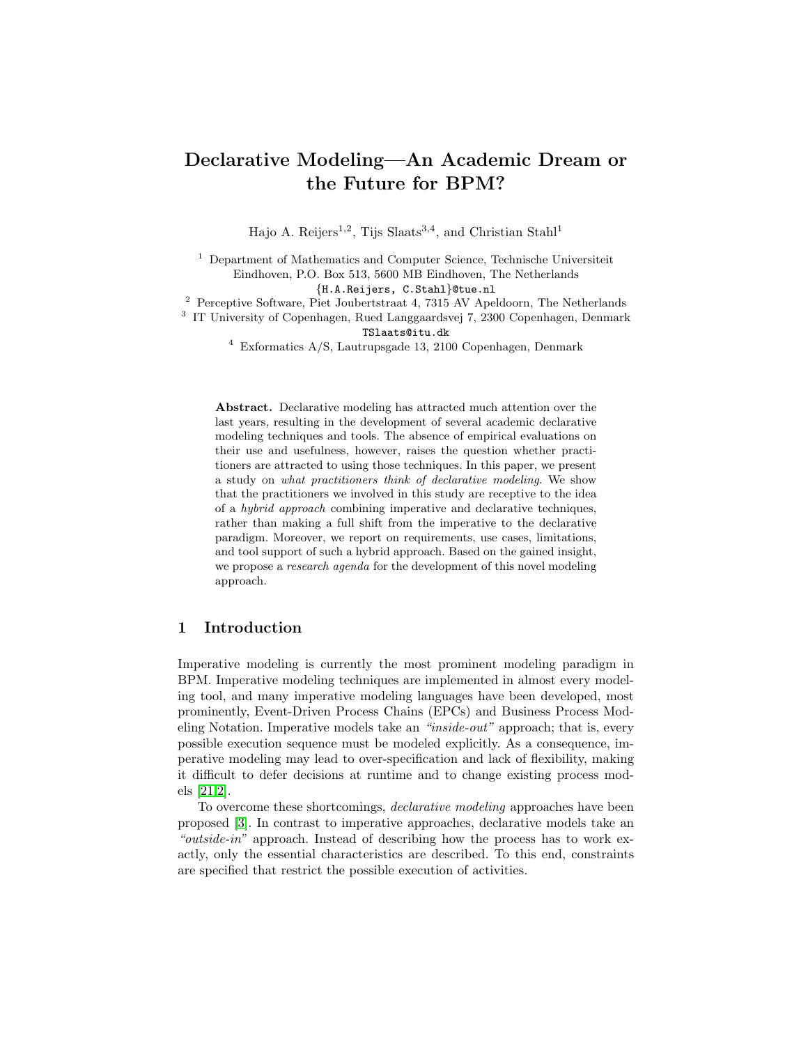# Declarative Modeling—An Academic Dream or the Future for BPM?

Hajo A. Reijers[1,2], Tijs Slaats[3,4], and Christian Stahl[1]

[1] Department of Mathematics and Computer Science, Technische Universiteit Eindhoven, P.O. Box 513, 5600 MB Eindhoven, The Netherlands
{H.A.Reijers, C.Stahl}@tue.nl

[2] Perceptive Software, Piet Joubertstraat 4, 7315 AV Apeldoorn, The Netherlands

[3] IT University of Copenhagen, Rued Langgaardsvej 7, 2300 Copenhagen, Denmark
TSlaats@itu.dk

[4] Exformatics A/S, Lautrupsgade 13, 2100 Copenhagen, Denmark

**Abstract.** Declarative modeling has attracted much attention over the last years, resulting in the development of several academic declarative modeling techniques and tools. The absence of empirical evaluations on their use and usefulness, however, raises the question whether practitioners are attracted to using those techniques. In this paper, we present a study on *what practitioners think of declarative modeling*. We show that the practitioners we involved in this study are receptive to the idea of a *hybrid approach* combining imperative and declarative techniques, rather than making a full shift from the imperative to the declarative paradigm. Moreover, we report on requirements, use cases, limitations, and tool support of such a hybrid approach. Based on the gained insight, we propose a *research agenda* for the development of this novel modeling approach.

## 1 Introduction

Imperative modeling is currently the most prominent modeling paradigm in BPM. Imperative modeling techniques are implemented in almost every modeling tool, and many imperative modeling languages have been developed, most prominently, Event-Driven Process Chains (EPCs) and Business Process Modeling Notation. Imperative models take an *"inside-out"* approach; that is, every possible execution sequence must be modeled explicitly. As a consequence, imperative modeling may lead to over-specification and lack of flexibility, making it difficult to defer decisions at runtime and to change existing process models [21,2].

To overcome these shortcomings, *declarative modeling* approaches have been proposed [3]. In contrast to imperative approaches, declarative models take an *"outside-in"* approach. Instead of describing how the process has to work exactly, only the essential characteristics are described. To this end, constraints are specified that restrict the possible execution of activities.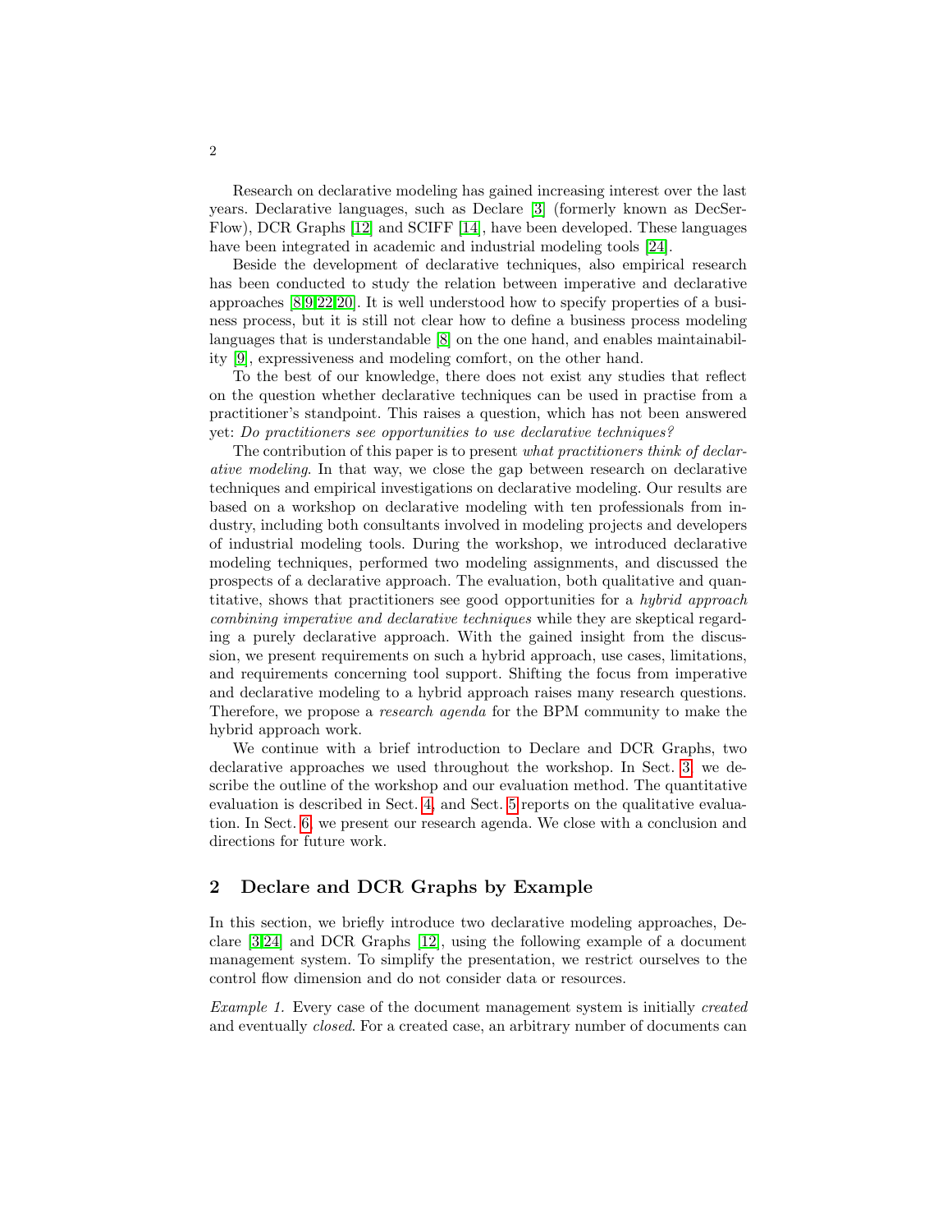Research on declarative modeling has gained increasing interest over the last years. Declarative languages, such as Declare [3] (formerly known as DecSerFlow), DCR Graphs [12] and SCIFF [14], have been developed. These languages have been integrated in academic and industrial modeling tools [24].

Beside the development of declarative techniques, also empirical research has been conducted to study the relation between imperative and declarative approaches [8,9,22,20]. It is well understood how to specify properties of a business process, but it is still not clear how to define a business process modeling languages that is understandable [8] on the one hand, and enables maintainability [9], expressiveness and modeling comfort, on the other hand.

To the best of our knowledge, there does not exist any studies that reflect on the question whether declarative techniques can be used in practise from a practitioner's standpoint. This raises a question, which has not been answered yet: *Do practitioners see opportunities to use declarative techniques?*

The contribution of this paper is to present *what practitioners think of declarative modeling*. In that way, we close the gap between research on declarative techniques and empirical investigations on declarative modeling. Our results are based on a workshop on declarative modeling with ten professionals from industry, including both consultants involved in modeling projects and developers of industrial modeling tools. During the workshop, we introduced declarative modeling techniques, performed two modeling assignments, and discussed the prospects of a declarative approach. The evaluation, both qualitative and quantitative, shows that practitioners see good opportunities for a *hybrid approach combining imperative and declarative techniques* while they are skeptical regarding a purely declarative approach. With the gained insight from the discussion, we present requirements on such a hybrid approach, use cases, limitations, and requirements concerning tool support. Shifting the focus from imperative and declarative modeling to a hybrid approach raises many research questions. Therefore, we propose a *research agenda* for the BPM community to make the hybrid approach work.

We continue with a brief introduction to Declare and DCR Graphs, two declarative approaches we used throughout the workshop. In Sect. 3, we describe the outline of the workshop and our evaluation method. The quantitative evaluation is described in Sect. 4, and Sect. 5 reports on the qualitative evaluation. In Sect. 6, we present our research agenda. We close with a conclusion and directions for future work.

## 2 Declare and DCR Graphs by Example

In this section, we briefly introduce two declarative modeling approaches, Declare [3,24] and DCR Graphs [12], using the following example of a document management system. To simplify the presentation, we restrict ourselves to the control flow dimension and do not consider data or resources.

*Example 1.* Every case of the document management system is initially *created* and eventually *closed*. For a created case, an arbitrary number of documents can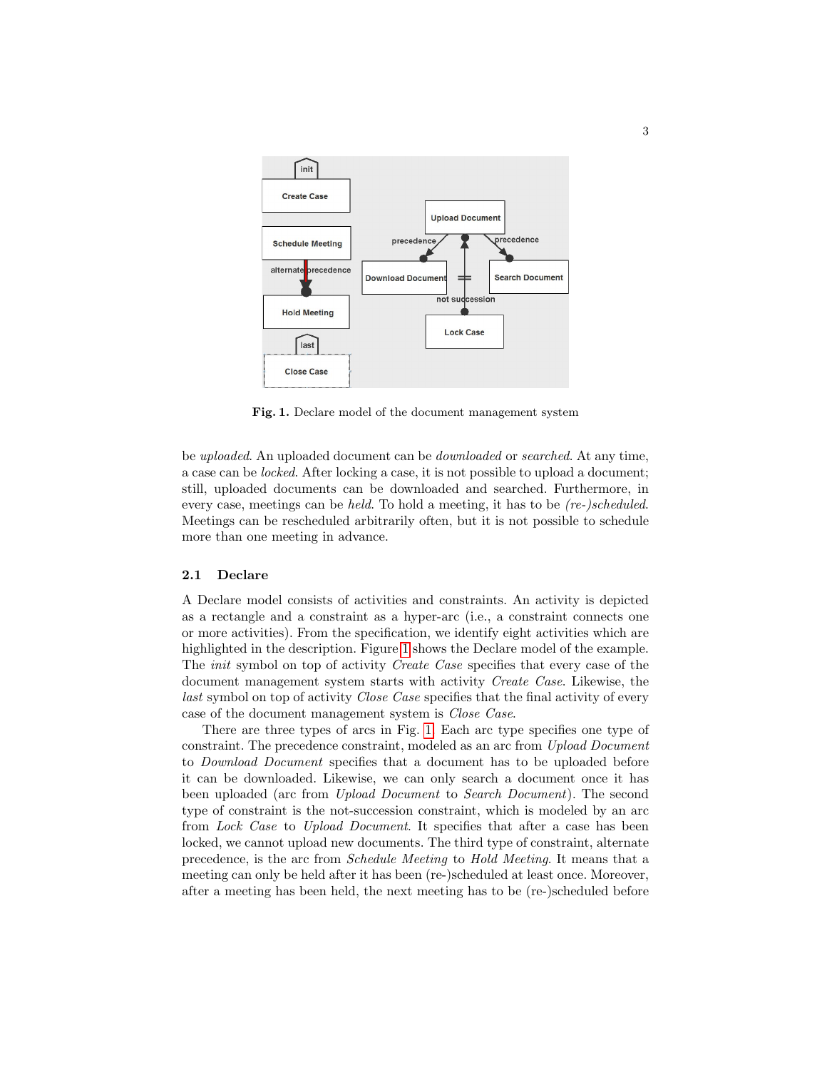init

Create Case

Schedule Meeting

alternate precedence

Hold Meeting

last

Close Case

Upload Document

precedence

precedence

Download Document

Search Document

not succession

Lock Case

**Fig. 1.** Declare model of the document management system

be *uploaded*. An uploaded document can be *downloaded* or *searched*. At any time, a case can be *locked*. After locking a case, it is not possible to upload a document; still, uploaded documents can be downloaded and searched. Furthermore, in every case, meetings can be *held*. To hold a meeting, it has to be *(re-)scheduled*. Meetings can be rescheduled arbitrarily often, but it is not possible to schedule more than one meeting in advance.

### 2.1 Declare

A Declare model consists of activities and constraints. An activity is depicted as a rectangle and a constraint as a hyper-arc (i.e., a constraint connects one or more activities). From the specification, we identify eight activities which are highlighted in the description. Figure 1 shows the Declare model of the example. The *init* symbol on top of activity *Create Case* specifies that every case of the document management system starts with activity *Create Case*. Likewise, the *last* symbol on top of activity *Close Case* specifies that the final activity of every case of the document management system is *Close Case*.

There are three types of arcs in Fig. 1. Each arc type specifies one type of constraint. The precedence constraint, modeled as an arc from *Upload Document* to *Download Document* specifies that a document has to be uploaded before it can be downloaded. Likewise, we can only search a document once it has been uploaded (arc from *Upload Document* to *Search Document*). The second type of constraint is the not-succession constraint, which is modeled by an arc from *Lock Case* to *Upload Document*. It specifies that after a case has been locked, we cannot upload new documents. The third type of constraint, alternate precedence, is the arc from *Schedule Meeting* to *Hold Meeting*. It means that a meeting can only be held after it has been (re-)scheduled at least once. Moreover, after a meeting has been held, the next meeting has to be (re-)scheduled before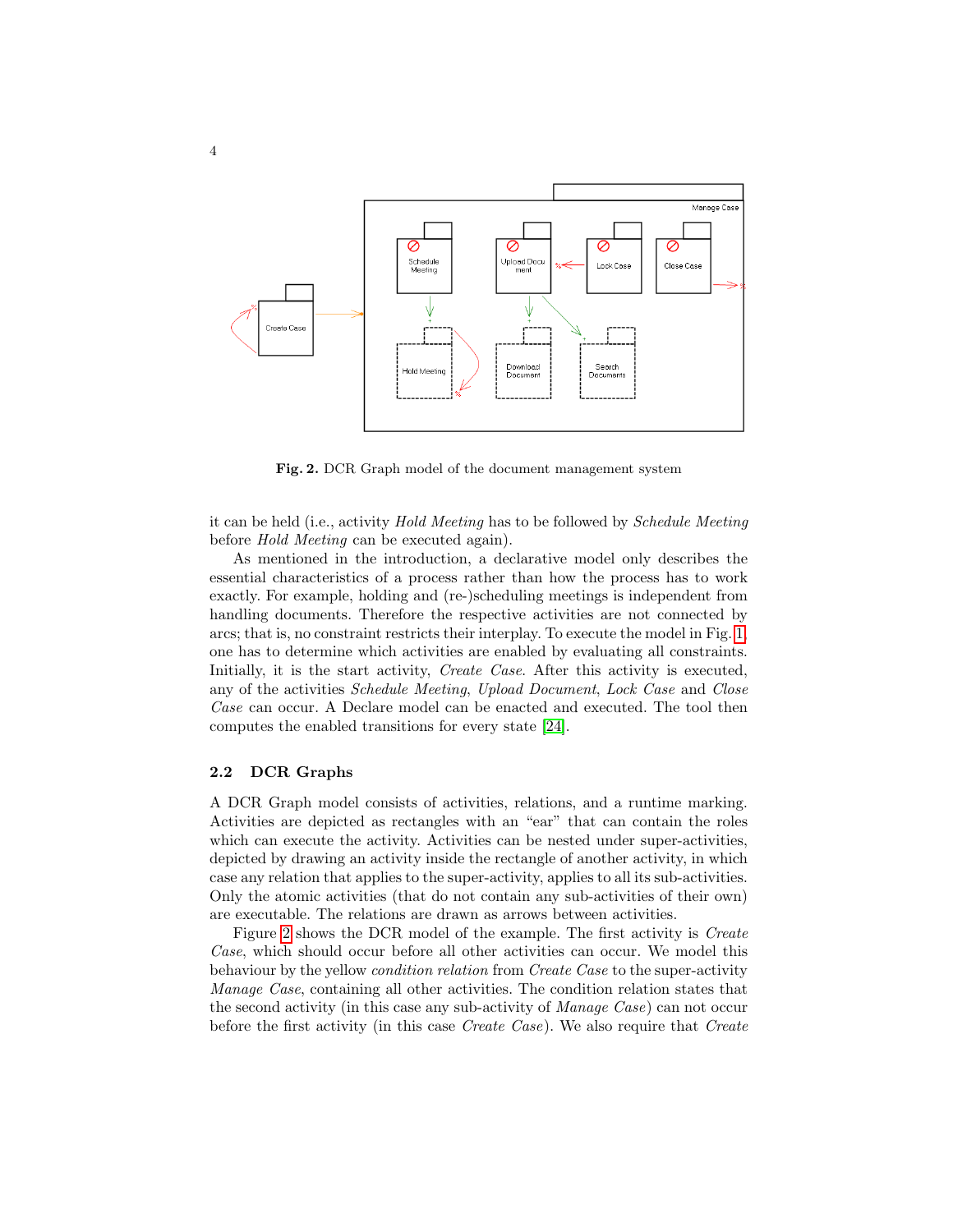Manage Case

Schedule Meeting

Upload Document

Lock Case

Close Case

Create Case

Hold Meeting

Download Document

Search Documents

**Fig. 2.** DCR Graph model of the document management system

it can be held (i.e., activity *Hold Meeting* has to be followed by *Schedule Meeting* before *Hold Meeting* can be executed again).

As mentioned in the introduction, a declarative model only describes the essential characteristics of a process rather than how the process has to work exactly. For example, holding and (re-)scheduling meetings is independent from handling documents. Therefore the respective activities are not connected by arcs; that is, no constraint restricts their interplay. To execute the model in Fig. 1, one has to determine which activities are enabled by evaluating all constraints. Initially, it is the start activity, *Create Case*. After this activity is executed, any of the activities *Schedule Meeting*, *Upload Document*, *Lock Case* and *Close Case* can occur. A Declare model can be enacted and executed. The tool then computes the enabled transitions for every state [24].

### 2.2 DCR Graphs

A DCR Graph model consists of activities, relations, and a runtime marking. Activities are depicted as rectangles with an "ear" that can contain the roles which can execute the activity. Activities can be nested under super-activities, depicted by drawing an activity inside the rectangle of another activity, in which case any relation that applies to the super-activity, applies to all its sub-activities. Only the atomic activities (that do not contain any sub-activities of their own) are executable. The relations are drawn as arrows between activities.

Figure 2 shows the DCR model of the example. The first activity is *Create Case*, which should occur before all other activities can occur. We model this behaviour by the yellow *condition relation* from *Create Case* to the super-activity *Manage Case*, containing all other activities. The condition relation states that the second activity (in this case any sub-activity of *Manage Case*) can not occur before the first activity (in this case *Create Case*). We also require that *Create*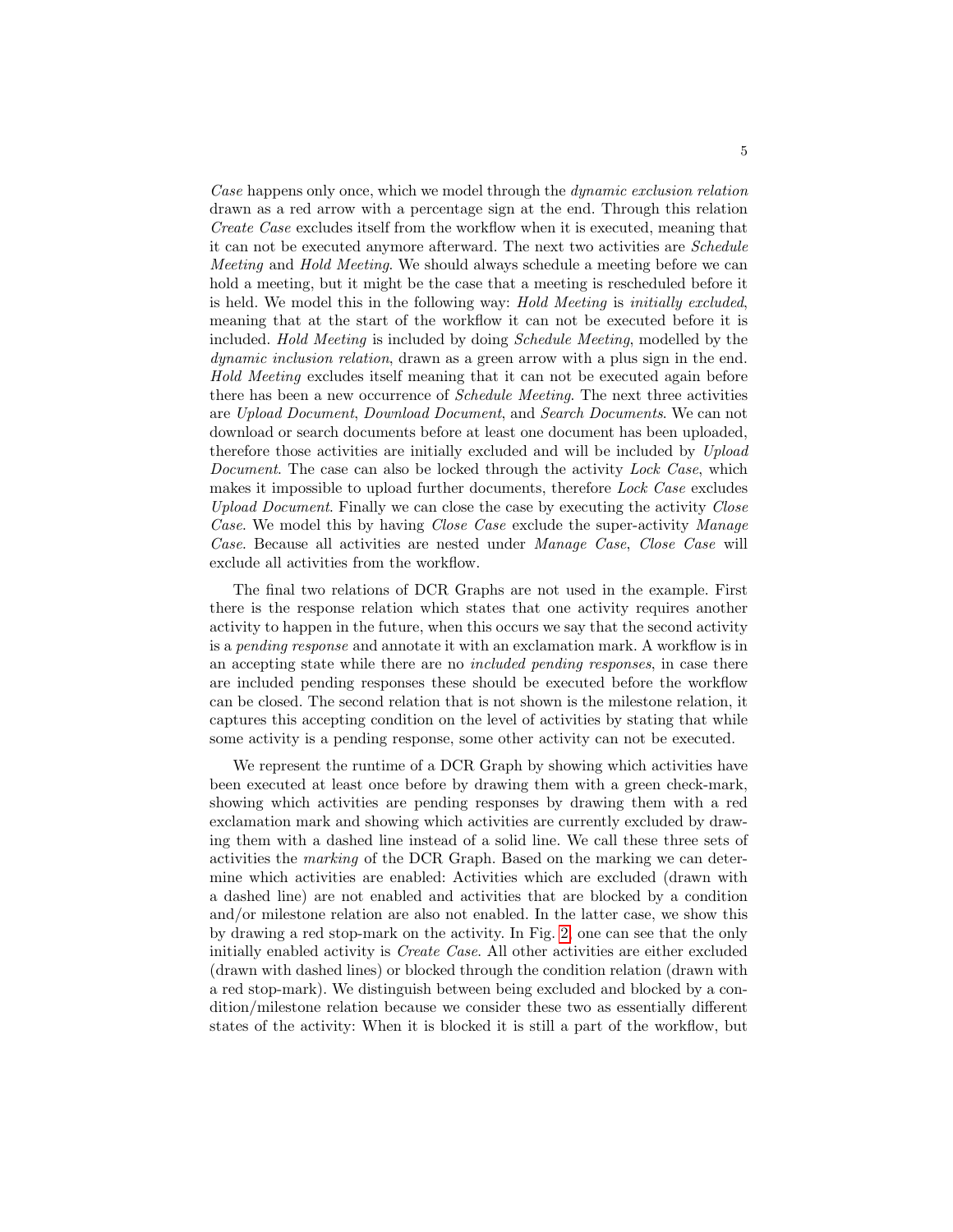*Case* happens only once, which we model through the *dynamic exclusion relation* drawn as a red arrow with a percentage sign at the end. Through this relation *Create Case* excludes itself from the workflow when it is executed, meaning that it can not be executed anymore afterward. The next two activities are *Schedule Meeting* and *Hold Meeting*. We should always schedule a meeting before we can hold a meeting, but it might be the case that a meeting is rescheduled before it is held. We model this in the following way: *Hold Meeting* is *initially excluded*, meaning that at the start of the workflow it can not be executed before it is included. *Hold Meeting* is included by doing *Schedule Meeting*, modelled by the *dynamic inclusion relation*, drawn as a green arrow with a plus sign in the end. *Hold Meeting* excludes itself meaning that it can not be executed again before there has been a new occurrence of *Schedule Meeting*. The next three activities are *Upload Document*, *Download Document*, and *Search Documents*. We can not download or search documents before at least one document has been uploaded, therefore those activities are initially excluded and will be included by *Upload Document*. The case can also be locked through the activity *Lock Case*, which makes it impossible to upload further documents, therefore *Lock Case* excludes *Upload Document*. Finally we can close the case by executing the activity *Close Case*. We model this by having *Close Case* exclude the super-activity *Manage Case*. Because all activities are nested under *Manage Case*, *Close Case* will exclude all activities from the workflow.

The final two relations of DCR Graphs are not used in the example. First there is the response relation which states that one activity requires another activity to happen in the future, when this occurs we say that the second activity is a *pending response* and annotate it with an exclamation mark. A workflow is in an accepting state while there are no *included pending responses*, in case there are included pending responses these should be executed before the workflow can be closed. The second relation that is not shown is the milestone relation, it captures this accepting condition on the level of activities by stating that while some activity is a pending response, some other activity can not be executed.

We represent the runtime of a DCR Graph by showing which activities have been executed at least once before by drawing them with a green check-mark, showing which activities are pending responses by drawing them with a red exclamation mark and showing which activities are currently excluded by drawing them with a dashed line instead of a solid line. We call these three sets of activities the *marking* of the DCR Graph. Based on the marking we can determine which activities are enabled: Activities which are excluded (drawn with a dashed line) are not enabled and activities that are blocked by a condition and/or milestone relation are also not enabled. In the latter case, we show this by drawing a red stop-mark on the activity. In Fig. 2 one can see that the only initially enabled activity is *Create Case*. All other activities are either excluded (drawn with dashed lines) or blocked through the condition relation (drawn with a red stop-mark). We distinguish between being excluded and blocked by a condition/milestone relation because we consider these two as essentially different states of the activity: When it is blocked it is still a part of the workflow, but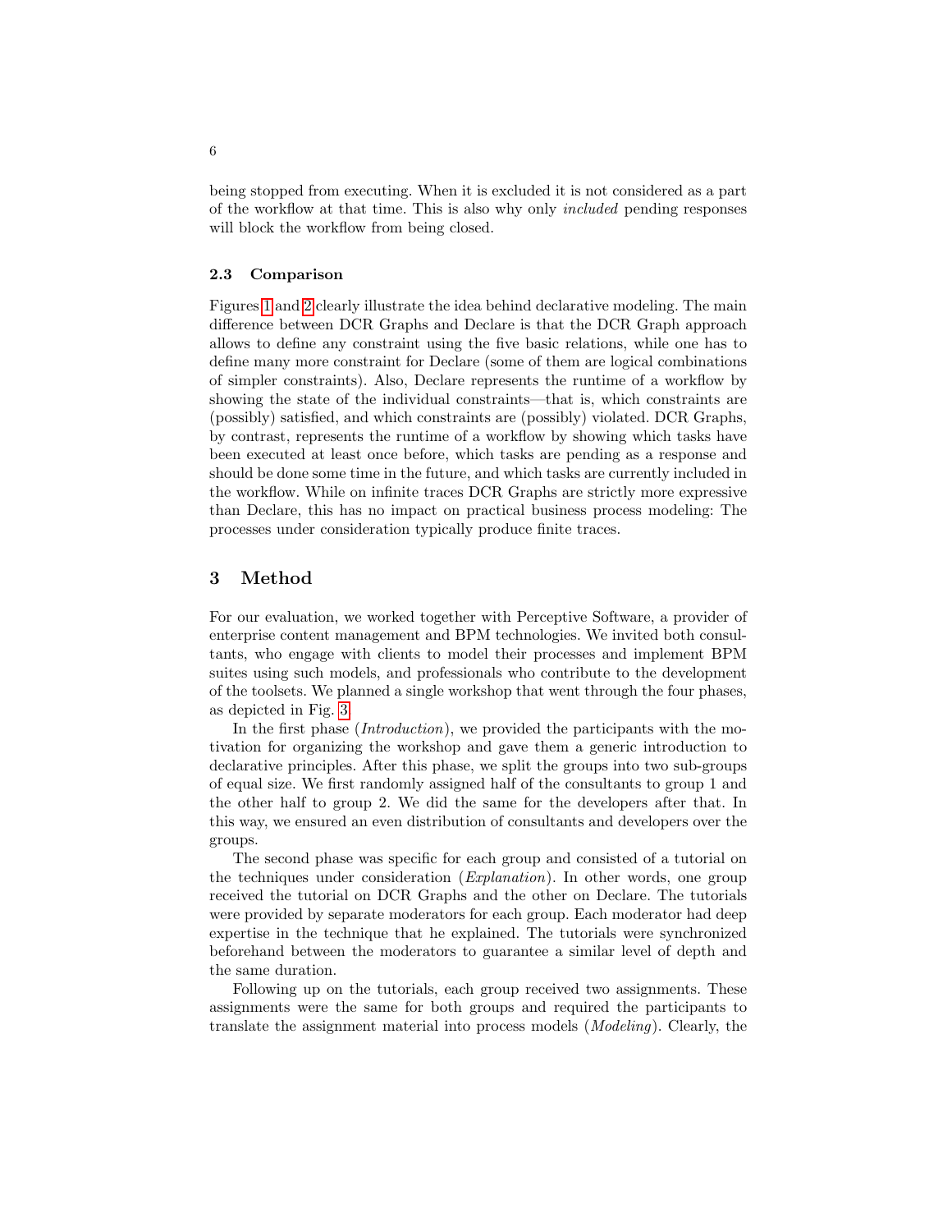being stopped from executing. When it is excluded it is not considered as a part of the workflow at that time. This is also why only *included* pending responses will block the workflow from being closed.

### 2.3 Comparison

Figures 1 and 2 clearly illustrate the idea behind declarative modeling. The main difference between DCR Graphs and Declare is that the DCR Graph approach allows to define any constraint using the five basic relations, while one has to define many more constraint for Declare (some of them are logical combinations of simpler constraints). Also, Declare represents the runtime of a workflow by showing the state of the individual constraints—that is, which constraints are (possibly) satisfied, and which constraints are (possibly) violated. DCR Graphs, by contrast, represents the runtime of a workflow by showing which tasks have been executed at least once before, which tasks are pending as a response and should be done some time in the future, and which tasks are currently included in the workflow. While on infinite traces DCR Graphs are strictly more expressive than Declare, this has no impact on practical business process modeling: The processes under consideration typically produce finite traces.

## 3 Method

For our evaluation, we worked together with Perceptive Software, a provider of enterprise content management and BPM technologies. We invited both consultants, who engage with clients to model their processes and implement BPM suites using such models, and professionals who contribute to the development of the toolsets. We planned a single workshop that went through the four phases, as depicted in Fig. 3.

In the first phase (*Introduction*), we provided the participants with the motivation for organizing the workshop and gave them a generic introduction to declarative principles. After this phase, we split the groups into two sub-groups of equal size. We first randomly assigned half of the consultants to group 1 and the other half to group 2. We did the same for the developers after that. In this way, we ensured an even distribution of consultants and developers over the groups.

The second phase was specific for each group and consisted of a tutorial on the techniques under consideration (*Explanation*). In other words, one group received the tutorial on DCR Graphs and the other on Declare. The tutorials were provided by separate moderators for each group. Each moderator had deep expertise in the technique that he explained. The tutorials were synchronized beforehand between the moderators to guarantee a similar level of depth and the same duration.

Following up on the tutorials, each group received two assignments. These assignments were the same for both groups and required the participants to translate the assignment material into process models (*Modeling*). Clearly, the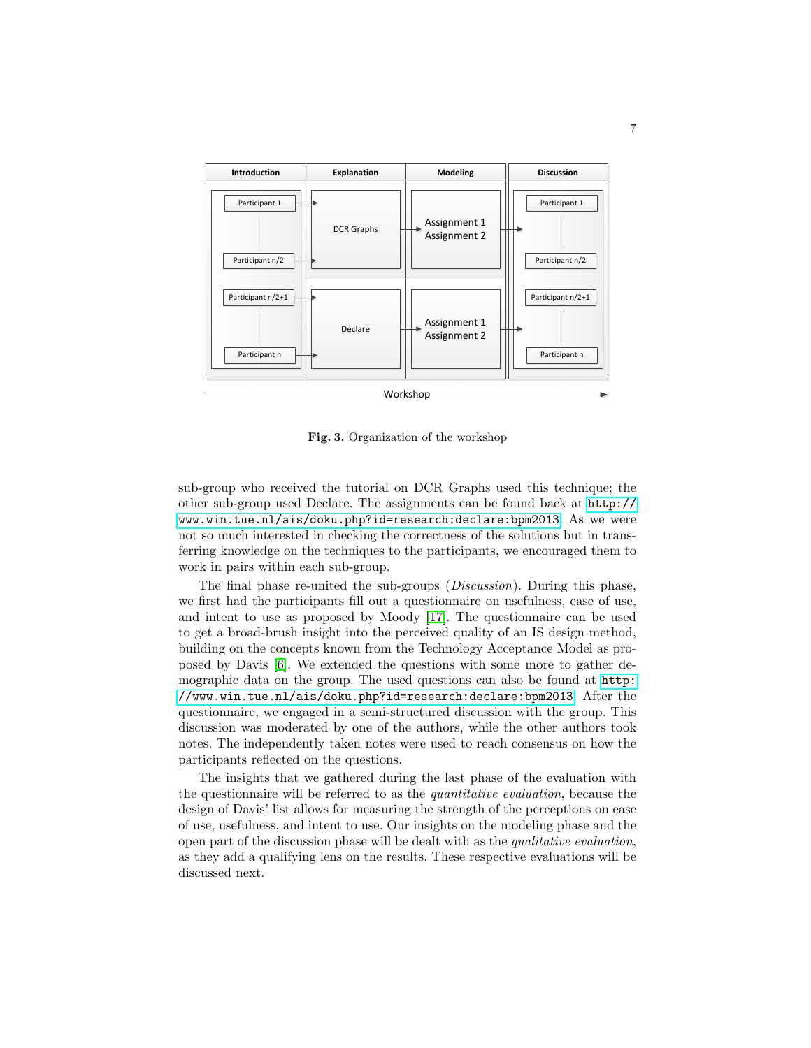Introduction

Explanation

Modeling

Discussion

Participant 1

Participant n/2

Participant n/2+1

Participant n

DCR Graphs

Declare

Assignment 1
Assignment 2

Assignment 1
Assignment 2

Participant 1

Participant n/2

Participant n/2+1

Participant n

Workshop

**Fig. 3.** Organization of the workshop

sub-group who received the tutorial on DCR Graphs used this technique; the other sub-group used Declare. The assignments can be found back at http://www.win.tue.nl/ais/doku.php?id=research:declare:bpm2013. As we were not so much interested in checking the correctness of the solutions but in transferring knowledge on the techniques to the participants, we encouraged them to work in pairs within each sub-group.

The final phase re-united the sub-groups (*Discussion*). During this phase, we first had the participants fill out a questionnaire on usefulness, ease of use, and intent to use as proposed by Moody [17]. The questionnaire can be used to get a broad-brush insight into the perceived quality of an IS design method, building on the concepts known from the Technology Acceptance Model as proposed by Davis [6]. We extended the questions with some more to gather demographic data on the group. The used questions can also be found at http://www.win.tue.nl/ais/doku.php?id=research:declare:bpm2013. After the questionnaire, we engaged in a semi-structured discussion with the group. This discussion was moderated by one of the authors, while the other authors took notes. The independently taken notes were used to reach consensus on how the participants reflected on the questions.

The insights that we gathered during the last phase of the evaluation with the questionnaire will be referred to as the *quantitative evaluation*, because the design of Davis' list allows for measuring the strength of the perceptions on ease of use, usefulness, and intent to use. Our insights on the modeling phase and the open part of the discussion phase will be dealt with as the *qualitative evaluation*, as they add a qualifying lens on the results. These respective evaluations will be discussed next.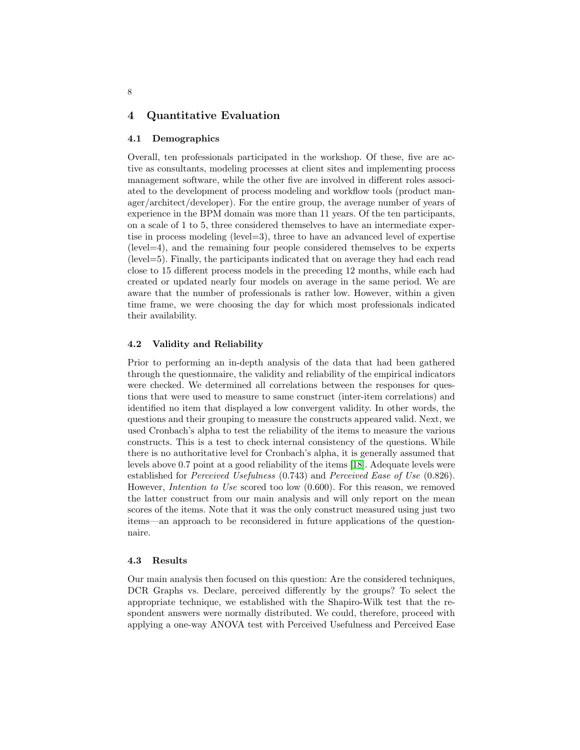## 4 Quantitative Evaluation

### 4.1 Demographics

Overall, ten professionals participated in the workshop. Of these, five are active as consultants, modeling processes at client sites and implementing process management software, while the other five are involved in different roles associated to the development of process modeling and workflow tools (product manager/architect/developer). For the entire group, the average number of years of experience in the BPM domain was more than 11 years. Of the ten participants, on a scale of 1 to 5, three considered themselves to have an intermediate expertise in process modeling (level=3), three to have an advanced level of expertise (level=4), and the remaining four people considered themselves to be experts (level=5). Finally, the participants indicated that on average they had each read close to 15 different process models in the preceding 12 months, while each had created or updated nearly four models on average in the same period. We are aware that the number of professionals is rather low. However, within a given time frame, we were choosing the day for which most professionals indicated their availability.

### 4.2 Validity and Reliability

Prior to performing an in-depth analysis of the data that had been gathered through the questionnaire, the validity and reliability of the empirical indicators were checked. We determined all correlations between the responses for questions that were used to measure to same construct (inter-item correlations) and identified no item that displayed a low convergent validity. In other words, the questions and their grouping to measure the constructs appeared valid. Next, we used Cronbach's alpha to test the reliability of the items to measure the various constructs. This is a test to check internal consistency of the questions. While there is no authoritative level for Cronbach's alpha, it is generally assumed that levels above 0.7 point at a good reliability of the items [18]. Adequate levels were established for *Perceived Usefulness* (0.743) and *Perceived Ease of Use* (0.826). However, *Intention to Use* scored too low (0.600). For this reason, we removed the latter construct from our main analysis and will only report on the mean scores of the items. Note that it was the only construct measured using just two items—an approach to be reconsidered in future applications of the questionnaire.

### 4.3 Results

Our main analysis then focused on this question: Are the considered techniques, DCR Graphs vs. Declare, perceived differently by the groups? To select the appropriate technique, we established with the Shapiro-Wilk test that the respondent answers were normally distributed. We could, therefore, proceed with applying a one-way ANOVA test with Perceived Usefulness and Perceived Ease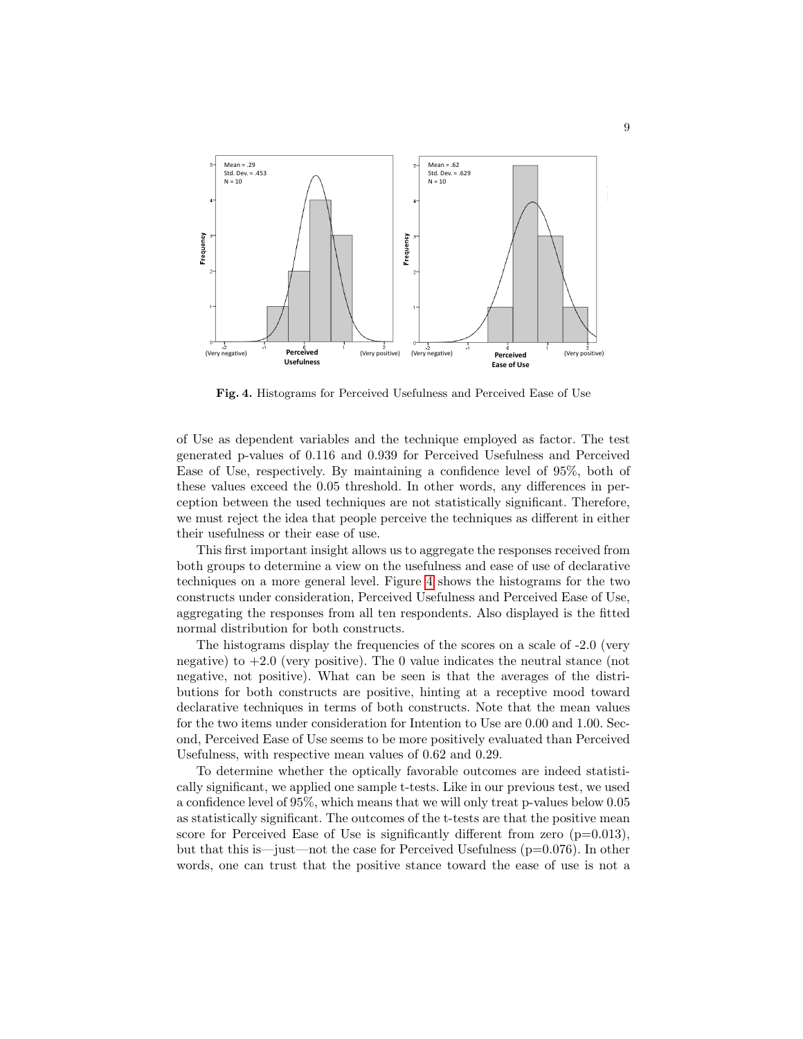Mean = .29
Std. Dev. = .453
N = 10

Frequency

-2 (Very negative) -1 0 Perceived Usefulness 1 2 (Very positive)

Mean = .62
Std. Dev. = .629
N = 10

Frequency

-2 (Very negative) -1 0 Perceived Ease of Use 1 2 (Very positive)

**Fig. 4.** Histograms for Perceived Usefulness and Perceived Ease of Use

of Use as dependent variables and the technique employed as factor. The test generated p-values of 0.116 and 0.939 for Perceived Usefulness and Perceived Ease of Use, respectively. By maintaining a confidence level of 95%, both of these values exceed the 0.05 threshold. In other words, any differences in perception between the used techniques are not statistically significant. Therefore, we must reject the idea that people perceive the techniques as different in either their usefulness or their ease of use.

This first important insight allows us to aggregate the responses received from both groups to determine a view on the usefulness and ease of use of declarative techniques on a more general level. Figure 4 shows the histograms for the two constructs under consideration, Perceived Usefulness and Perceived Ease of Use, aggregating the responses from all ten respondents. Also displayed is the fitted normal distribution for both constructs.

The histograms display the frequencies of the scores on a scale of -2.0 (very negative) to +2.0 (very positive). The 0 value indicates the neutral stance (not negative, not positive). What can be seen is that the averages of the distributions for both constructs are positive, hinting at a receptive mood toward declarative techniques in terms of both constructs. Note that the mean values for the two items under consideration for Intention to Use are 0.00 and 1.00. Second, Perceived Ease of Use seems to be more positively evaluated than Perceived Usefulness, with respective mean values of 0.62 and 0.29.

To determine whether the optically favorable outcomes are indeed statistically significant, we applied one sample t-tests. Like in our previous test, we used a confidence level of 95%, which means that we will only treat p-values below 0.05 as statistically significant. The outcomes of the t-tests are that the positive mean score for Perceived Ease of Use is significantly different from zero ($p=0.013$), but that this is—just—not the case for Perceived Usefulness ($p=0.076$). In other words, one can trust that the positive stance toward the ease of use is not a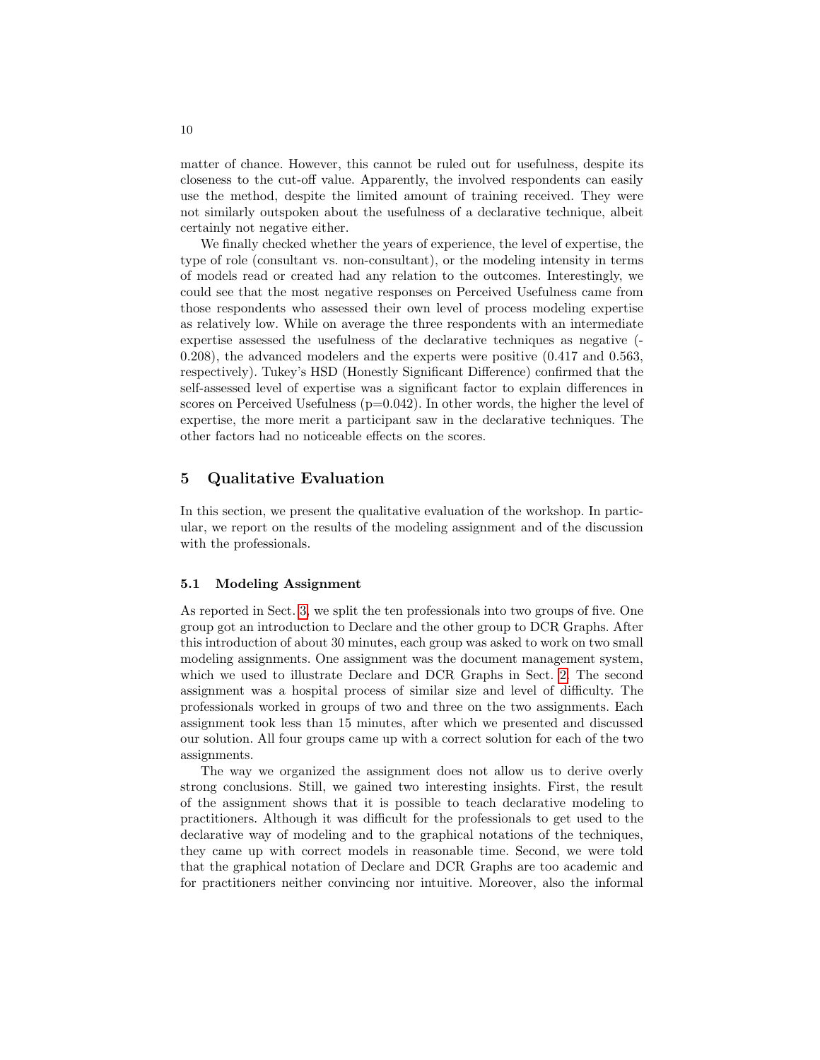matter of chance. However, this cannot be ruled out for usefulness, despite its closeness to the cut-off value. Apparently, the involved respondents can easily use the method, despite the limited amount of training received. They were not similarly outspoken about the usefulness of a declarative technique, albeit certainly not negative either.

We finally checked whether the years of experience, the level of expertise, the type of role (consultant vs. non-consultant), or the modeling intensity in terms of models read or created had any relation to the outcomes. Interestingly, we could see that the most negative responses on Perceived Usefulness came from those respondents who assessed their own level of process modeling expertise as relatively low. While on average the three respondents with an intermediate expertise assessed the usefulness of the declarative techniques as negative (-0.208), the advanced modelers and the experts were positive (0.417 and 0.563, respectively). Tukey's HSD (Honestly Significant Difference) confirmed that the self-assessed level of expertise was a significant factor to explain differences in scores on Perceived Usefulness ($p=0.042$). In other words, the higher the level of expertise, the more merit a participant saw in the declarative techniques. The other factors had no noticeable effects on the scores.

## 5 Qualitative Evaluation

In this section, we present the qualitative evaluation of the workshop. In particular, we report on the results of the modeling assignment and of the discussion with the professionals.

### 5.1 Modeling Assignment

As reported in Sect. 3, we split the ten professionals into two groups of five. One group got an introduction to Declare and the other group to DCR Graphs. After this introduction of about 30 minutes, each group was asked to work on two small modeling assignments. One assignment was the document management system, which we used to illustrate Declare and DCR Graphs in Sect. 2. The second assignment was a hospital process of similar size and level of difficulty. The professionals worked in groups of two and three on the two assignments. Each assignment took less than 15 minutes, after which we presented and discussed our solution. All four groups came up with a correct solution for each of the two assignments.

The way we organized the assignment does not allow us to derive overly strong conclusions. Still, we gained two interesting insights. First, the result of the assignment shows that it is possible to teach declarative modeling to practitioners. Although it was difficult for the professionals to get used to the declarative way of modeling and to the graphical notations of the techniques, they came up with correct models in reasonable time. Second, we were told that the graphical notation of Declare and DCR Graphs are too academic and for practitioners neither convincing nor intuitive. Moreover, also the informal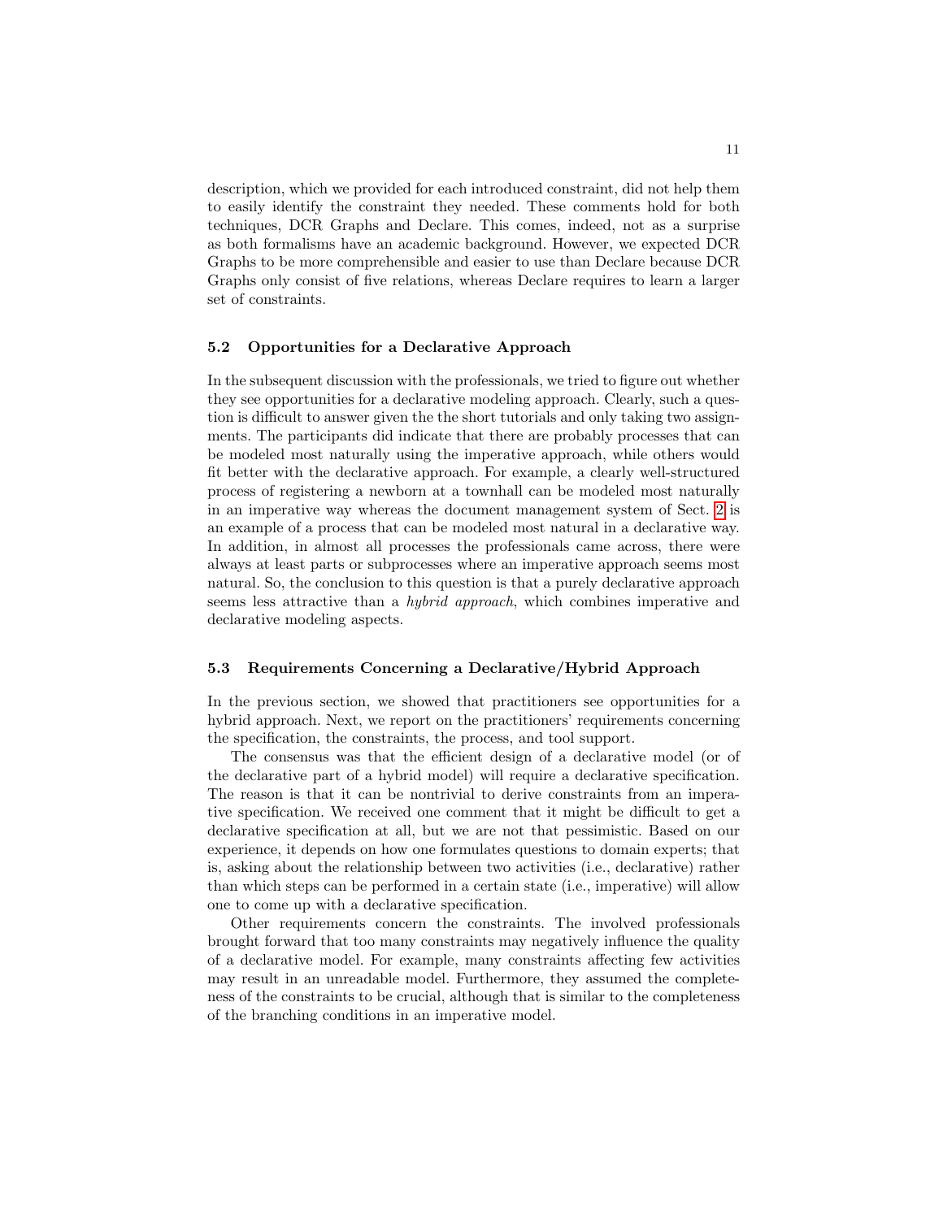description, which we provided for each introduced constraint, did not help them to easily identify the constraint they needed. These comments hold for both techniques, DCR Graphs and Declare. This comes, indeed, not as a surprise as both formalisms have an academic background. However, we expected DCR Graphs to be more comprehensible and easier to use than Declare because DCR Graphs only consist of five relations, whereas Declare requires to learn a larger set of constraints.

### 5.2 Opportunities for a Declarative Approach

In the subsequent discussion with the professionals, we tried to figure out whether they see opportunities for a declarative modeling approach. Clearly, such a question is difficult to answer given the the short tutorials and only taking two assignments. The participants did indicate that there are probably processes that can be modeled most naturally using the imperative approach, while others would fit better with the declarative approach. For example, a clearly well-structured process of registering a newborn at a townhall can be modeled most naturally in an imperative way whereas the document management system of Sect. 2 is an example of a process that can be modeled most natural in a declarative way. In addition, in almost all processes the professionals came across, there were always at least parts or subprocesses where an imperative approach seems most natural. So, the conclusion to this question is that a purely declarative approach seems less attractive than a *hybrid approach*, which combines imperative and declarative modeling aspects.

### 5.3 Requirements Concerning a Declarative/Hybrid Approach

In the previous section, we showed that practitioners see opportunities for a hybrid approach. Next, we report on the practitioners' requirements concerning the specification, the constraints, the process, and tool support.

The consensus was that the efficient design of a declarative model (or of the declarative part of a hybrid model) will require a declarative specification. The reason is that it can be nontrivial to derive constraints from an imperative specification. We received one comment that it might be difficult to get a declarative specification at all, but we are not that pessimistic. Based on our experience, it depends on how one formulates questions to domain experts; that is, asking about the relationship between two activities (i.e., declarative) rather than which steps can be performed in a certain state (i.e., imperative) will allow one to come up with a declarative specification.

Other requirements concern the constraints. The involved professionals brought forward that too many constraints may negatively influence the quality of a declarative model. For example, many constraints affecting few activities may result in an unreadable model. Furthermore, they assumed the completeness of the constraints to be crucial, although that is similar to the completeness of the branching conditions in an imperative model.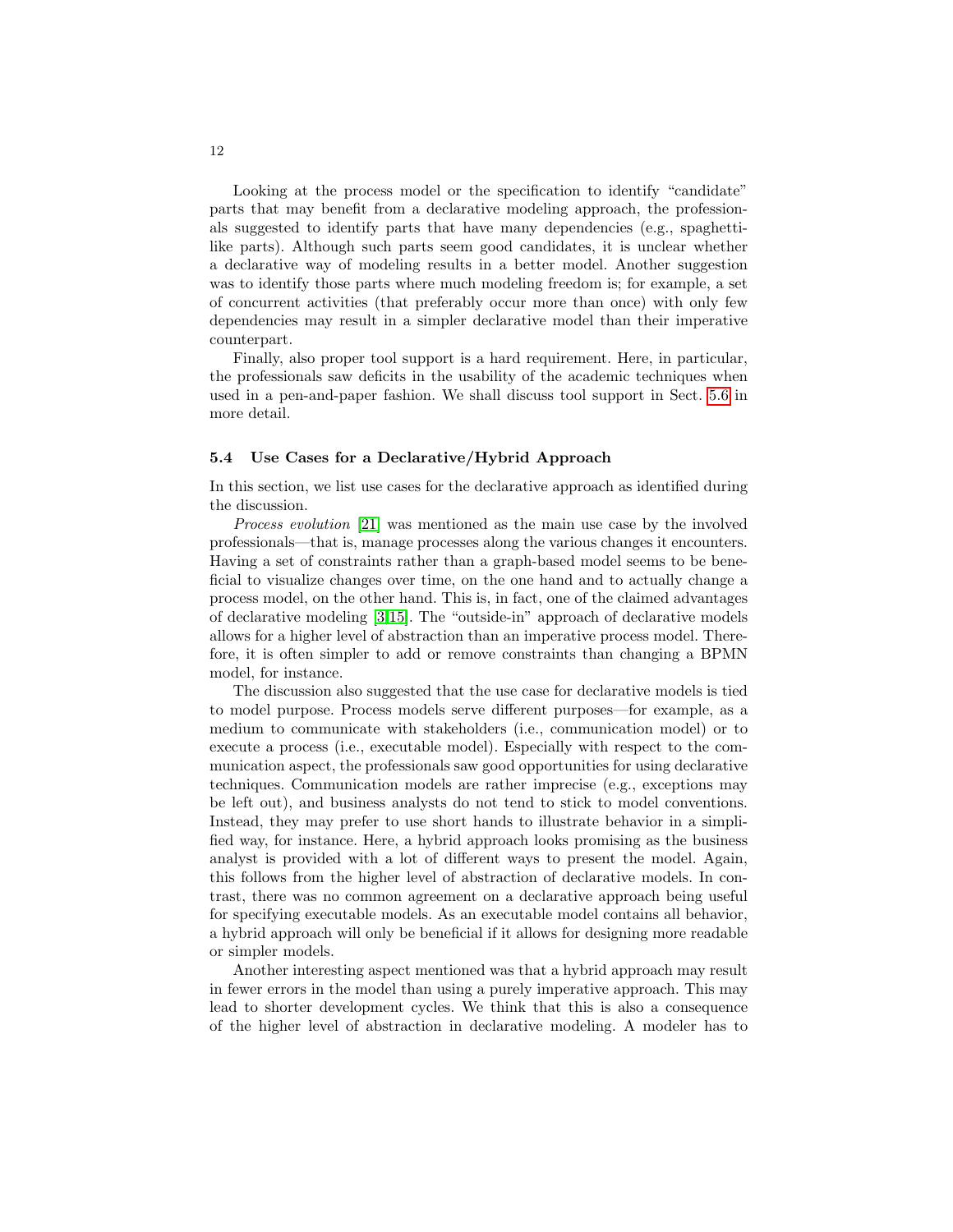Looking at the process model or the specification to identify "candidate" parts that may benefit from a declarative modeling approach, the professionals suggested to identify parts that have many dependencies (e.g., spaghetti-like parts). Although such parts seem good candidates, it is unclear whether a declarative way of modeling results in a better model. Another suggestion was to identify those parts where much modeling freedom is; for example, a set of concurrent activities (that preferably occur more than once) with only few dependencies may result in a simpler declarative model than their imperative counterpart.

Finally, also proper tool support is a hard requirement. Here, in particular, the professionals saw deficits in the usability of the academic techniques when used in a pen-and-paper fashion. We shall discuss tool support in Sect. 5.6 in more detail.

### 5.4 Use Cases for a Declarative/Hybrid Approach

In this section, we list use cases for the declarative approach as identified during the discussion.

*Process evolution* [21] was mentioned as the main use case by the involved professionals—that is, manage processes along the various changes it encounters. Having a set of constraints rather than a graph-based model seems to be beneficial to visualize changes over time, on the one hand and to actually change a process model, on the other hand. This is, in fact, one of the claimed advantages of declarative modeling [3,15]. The "outside-in" approach of declarative models allows for a higher level of abstraction than an imperative process model. Therefore, it is often simpler to add or remove constraints than changing a BPMN model, for instance.

The discussion also suggested that the use case for declarative models is tied to model purpose. Process models serve different purposes—for example, as a medium to communicate with stakeholders (i.e., communication model) or to execute a process (i.e., executable model). Especially with respect to the communication aspect, the professionals saw good opportunities for using declarative techniques. Communication models are rather imprecise (e.g., exceptions may be left out), and business analysts do not tend to stick to model conventions. Instead, they may prefer to use short hands to illustrate behavior in a simplified way, for instance. Here, a hybrid approach looks promising as the business analyst is provided with a lot of different ways to present the model. Again, this follows from the higher level of abstraction of declarative models. In contrast, there was no common agreement on a declarative approach being useful for specifying executable models. As an executable model contains all behavior, a hybrid approach will only be beneficial if it allows for designing more readable or simpler models.

Another interesting aspect mentioned was that a hybrid approach may result in fewer errors in the model than using a purely imperative approach. This may lead to shorter development cycles. We think that this is also a consequence of the higher level of abstraction in declarative modeling. A modeler has to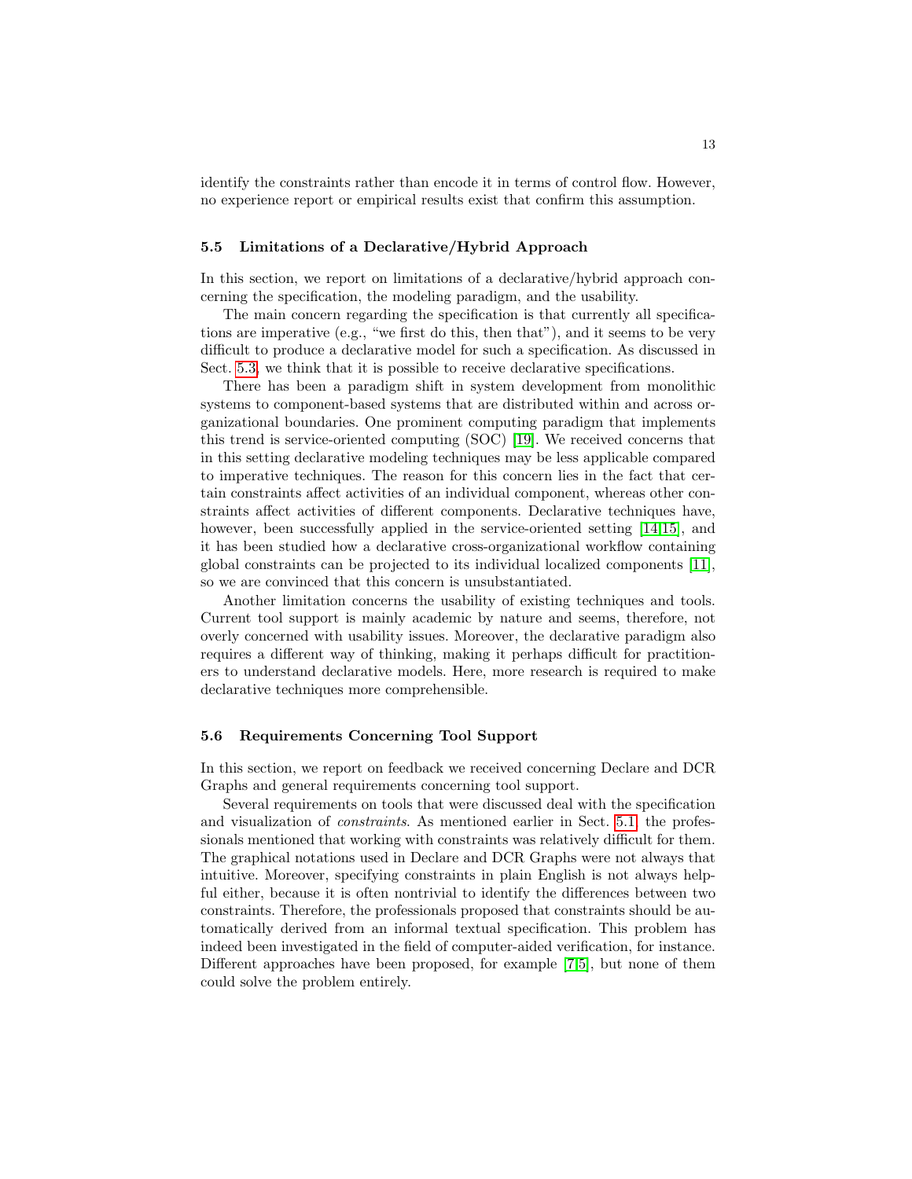identify the constraints rather than encode it in terms of control flow. However, no experience report or empirical results exist that confirm this assumption.

### 5.5 Limitations of a Declarative/Hybrid Approach

In this section, we report on limitations of a declarative/hybrid approach concerning the specification, the modeling paradigm, and the usability.

The main concern regarding the specification is that currently all specifications are imperative (e.g., "we first do this, then that"), and it seems to be very difficult to produce a declarative model for such a specification. As discussed in Sect. 5.3, we think that it is possible to receive declarative specifications.

There has been a paradigm shift in system development from monolithic systems to component-based systems that are distributed within and across organizational boundaries. One prominent computing paradigm that implements this trend is service-oriented computing (SOC) [19]. We received concerns that in this setting declarative modeling techniques may be less applicable compared to imperative techniques. The reason for this concern lies in the fact that certain constraints affect activities of an individual component, whereas other constraints affect activities of different components. Declarative techniques have, however, been successfully applied in the service-oriented setting [14,15], and it has been studied how a declarative cross-organizational workflow containing global constraints can be projected to its individual localized components [11], so we are convinced that this concern is unsubstantiated.

Another limitation concerns the usability of existing techniques and tools. Current tool support is mainly academic by nature and seems, therefore, not overly concerned with usability issues. Moreover, the declarative paradigm also requires a different way of thinking, making it perhaps difficult for practitioners to understand declarative models. Here, more research is required to make declarative techniques more comprehensible.

### 5.6 Requirements Concerning Tool Support

In this section, we report on feedback we received concerning Declare and DCR Graphs and general requirements concerning tool support.

Several requirements on tools that were discussed deal with the specification and visualization of *constraints*. As mentioned earlier in Sect. 5.1, the professionals mentioned that working with constraints was relatively difficult for them. The graphical notations used in Declare and DCR Graphs were not always that intuitive. Moreover, specifying constraints in plain English is not always helpful either, because it is often nontrivial to identify the differences between two constraints. Therefore, the professionals proposed that constraints should be automatically derived from an informal textual specification. This problem has indeed been investigated in the field of computer-aided verification, for instance. Different approaches have been proposed, for example [7,5], but none of them could solve the problem entirely.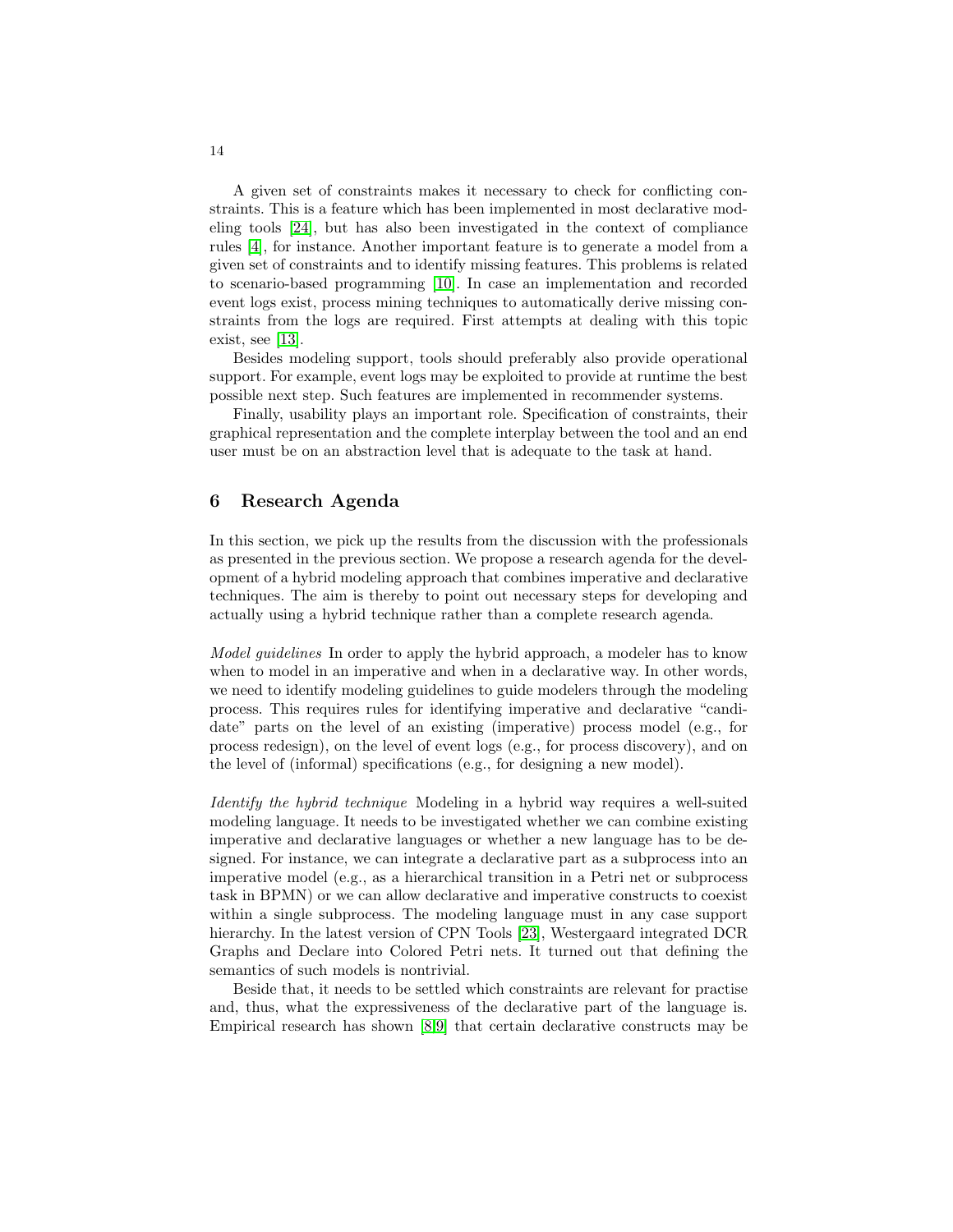A given set of constraints makes it necessary to check for conflicting constraints. This is a feature which has been implemented in most declarative modeling tools [24], but has also been investigated in the context of compliance rules [4], for instance. Another important feature is to generate a model from a given set of constraints and to identify missing features. This problems is related to scenario-based programming [10]. In case an implementation and recorded event logs exist, process mining techniques to automatically derive missing constraints from the logs are required. First attempts at dealing with this topic exist, see [13].

Besides modeling support, tools should preferably also provide operational support. For example, event logs may be exploited to provide at runtime the best possible next step. Such features are implemented in recommender systems.

Finally, usability plays an important role. Specification of constraints, their graphical representation and the complete interplay between the tool and an end user must be on an abstraction level that is adequate to the task at hand.

## 6 Research Agenda

In this section, we pick up the results from the discussion with the professionals as presented in the previous section. We propose a research agenda for the development of a hybrid modeling approach that combines imperative and declarative techniques. The aim is thereby to point out necessary steps for developing and actually using a hybrid technique rather than a complete research agenda.

*Model guidelines* In order to apply the hybrid approach, a modeler has to know when to model in an imperative and when in a declarative way. In other words, we need to identify modeling guidelines to guide modelers through the modeling process. This requires rules for identifying imperative and declarative "candidate" parts on the level of an existing (imperative) process model (e.g., for process redesign), on the level of event logs (e.g., for process discovery), and on the level of (informal) specifications (e.g., for designing a new model).

*Identify the hybrid technique* Modeling in a hybrid way requires a well-suited modeling language. It needs to be investigated whether we can combine existing imperative and declarative languages or whether a new language has to be designed. For instance, we can integrate a declarative part as a subprocess into an imperative model (e.g., as a hierarchical transition in a Petri net or subprocess task in BPMN) or we can allow declarative and imperative constructs to coexist within a single subprocess. The modeling language must in any case support hierarchy. In the latest version of CPN Tools [23], Westergaard integrated DCR Graphs and Declare into Colored Petri nets. It turned out that defining the semantics of such models is nontrivial.

Beside that, it needs to be settled which constraints are relevant for practise and, thus, what the expressiveness of the declarative part of the language is. Empirical research has shown [8,9] that certain declarative constructs may be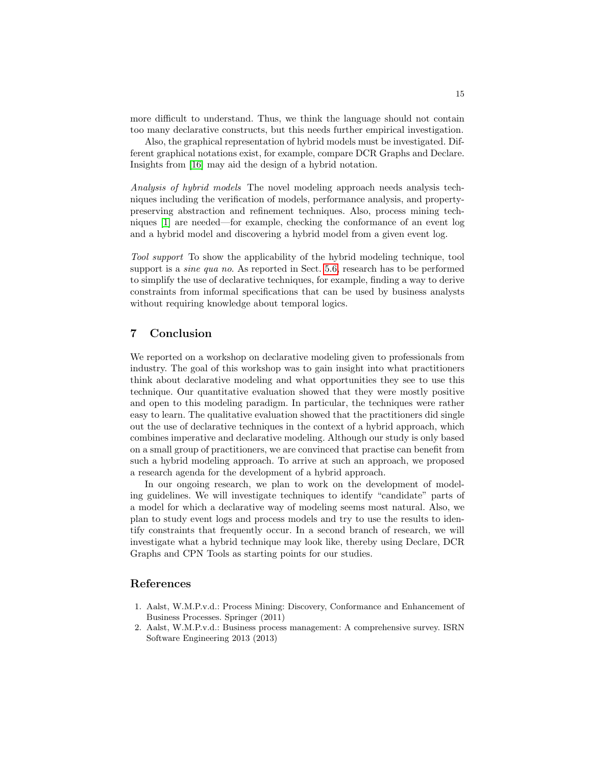more difficult to understand. Thus, we think the language should not contain too many declarative constructs, but this needs further empirical investigation.

Also, the graphical representation of hybrid models must be investigated. Different graphical notations exist, for example, compare DCR Graphs and Declare. Insights from [16] may aid the design of a hybrid notation.

*Analysis of hybrid models* The novel modeling approach needs analysis techniques including the verification of models, performance analysis, and property-preserving abstraction and refinement techniques. Also, process mining techniques [1] are needed—for example, checking the conformance of an event log and a hybrid model and discovering a hybrid model from a given event log.

*Tool support* To show the applicability of the hybrid modeling technique, tool support is a *sine qua no*. As reported in Sect. 5.6, research has to be performed to simplify the use of declarative techniques, for example, finding a way to derive constraints from informal specifications that can be used by business analysts without requiring knowledge about temporal logics.

## 7 Conclusion

We reported on a workshop on declarative modeling given to professionals from industry. The goal of this workshop was to gain insight into what practitioners think about declarative modeling and what opportunities they see to use this technique. Our quantitative evaluation showed that they were mostly positive and open to this modeling paradigm. In particular, the techniques were rather easy to learn. The qualitative evaluation showed that the practitioners did single out the use of declarative techniques in the context of a hybrid approach, which combines imperative and declarative modeling. Although our study is only based on a small group of practitioners, we are convinced that practise can benefit from such a hybrid modeling approach. To arrive at such an approach, we proposed a research agenda for the development of a hybrid approach.

In our ongoing research, we plan to work on the development of modeling guidelines. We will investigate techniques to identify "candidate" parts of a model for which a declarative way of modeling seems most natural. Also, we plan to study event logs and process models and try to use the results to identify constraints that frequently occur. In a second branch of research, we will investigate what a hybrid technique may look like, thereby using Declare, DCR Graphs and CPN Tools as starting points for our studies.

## References

1. Aalst, W.M.P.v.d.: Process Mining: Discovery, Conformance and Enhancement of Business Processes. Springer (2011)
2. Aalst, W.M.P.v.d.: Business process management: A comprehensive survey. ISRN Software Engineering 2013 (2013)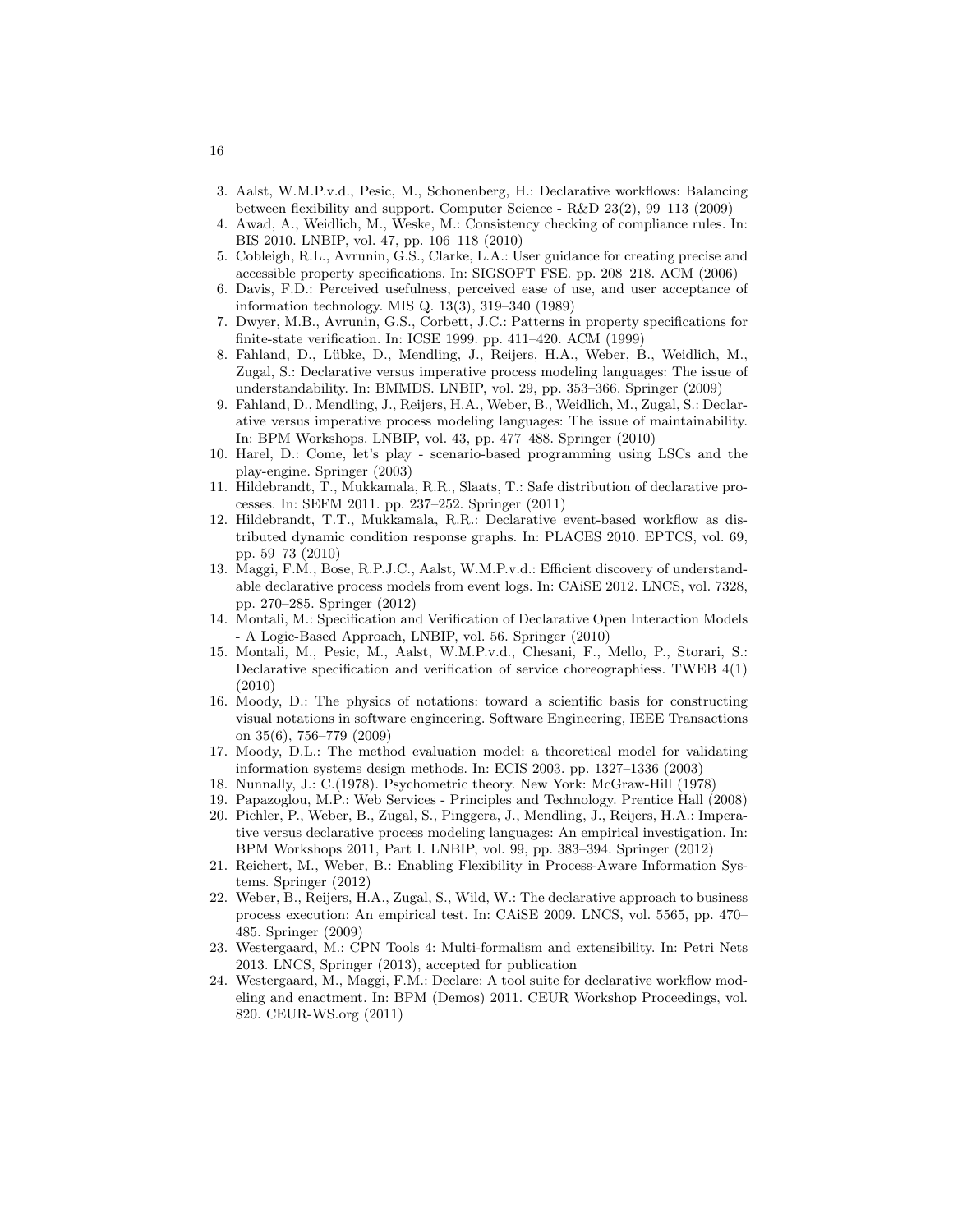3. Aalst, W.M.P.v.d., Pesic, M., Schonenberg, H.: Declarative workflows: Balancing between flexibility and support. Computer Science - R&D 23(2), 99–113 (2009)
4. Awad, A., Weidlich, M., Weske, M.: Consistency checking of compliance rules. In: BIS 2010. LNBIP, vol. 47, pp. 106–118 (2010)
5. Cobleigh, R.L., Avrunin, G.S., Clarke, L.A.: User guidance for creating precise and accessible property specifications. In: SIGSOFT FSE. pp. 208–218. ACM (2006)
6. Davis, F.D.: Perceived usefulness, perceived ease of use, and user acceptance of information technology. MIS Q. 13(3), 319–340 (1989)
7. Dwyer, M.B., Avrunin, G.S., Corbett, J.C.: Patterns in property specifications for finite-state verification. In: ICSE 1999. pp. 411–420. ACM (1999)
8. Fahland, D., Lübke, D., Mendling, J., Reijers, H.A., Weber, B., Weidlich, M., Zugal, S.: Declarative versus imperative process modeling languages: The issue of understandability. In: BMMDS. LNBIP, vol. 29, pp. 353–366. Springer (2009)
9. Fahland, D., Mendling, J., Reijers, H.A., Weber, B., Weidlich, M., Zugal, S.: Declarative versus imperative process modeling languages: The issue of maintainability. In: BPM Workshops. LNBIP, vol. 43, pp. 477–488. Springer (2010)
10. Harel, D.: Come, let's play - scenario-based programming using LSCs and the play-engine. Springer (2003)
11. Hildebrandt, T., Mukkamala, R.R., Slaats, T.: Safe distribution of declarative processes. In: SEFM 2011. pp. 237–252. Springer (2011)
12. Hildebrandt, T.T., Mukkamala, R.R.: Declarative event-based workflow as distributed dynamic condition response graphs. In: PLACES 2010. EPTCS, vol. 69, pp. 59–73 (2010)
13. Maggi, F.M., Bose, R.P.J.C., Aalst, W.M.P.v.d.: Efficient discovery of understandable declarative process models from event logs. In: CAiSE 2012. LNCS, vol. 7328, pp. 270–285. Springer (2012)
14. Montali, M.: Specification and Verification of Declarative Open Interaction Models - A Logic-Based Approach, LNBIP, vol. 56. Springer (2010)
15. Montali, M., Pesic, M., Aalst, W.M.P.v.d., Chesani, F., Mello, P., Storari, S.: Declarative specification and verification of service choreographiess. TWEB 4(1) (2010)
16. Moody, D.: The physics of notations: toward a scientific basis for constructing visual notations in software engineering. Software Engineering, IEEE Transactions on 35(6), 756–779 (2009)
17. Moody, D.L.: The method evaluation model: a theoretical model for validating information systems design methods. In: ECIS 2003. pp. 1327–1336 (2003)
18. Nunnally, J.: C.(1978). Psychometric theory. New York: McGraw-Hill (1978)
19. Papazoglou, M.P.: Web Services - Principles and Technology. Prentice Hall (2008)
20. Pichler, P., Weber, B., Zugal, S., Pinggera, J., Mendling, J., Reijers, H.A.: Imperative versus declarative process modeling languages: An empirical investigation. In: BPM Workshops 2011, Part I. LNBIP, vol. 99, pp. 383–394. Springer (2012)
21. Reichert, M., Weber, B.: Enabling Flexibility in Process-Aware Information Systems. Springer (2012)
22. Weber, B., Reijers, H.A., Zugal, S., Wild, W.: The declarative approach to business process execution: An empirical test. In: CAiSE 2009. LNCS, vol. 5565, pp. 470–485. Springer (2009)
23. Westergaard, M.: CPN Tools 4: Multi-formalism and extensibility. In: Petri Nets 2013. LNCS, Springer (2013), accepted for publication
24. Westergaard, M., Maggi, F.M.: Declare: A tool suite for declarative workflow modeling and enactment. In: BPM (Demos) 2011. CEUR Workshop Proceedings, vol. 820. CEUR-WS.org (2011)